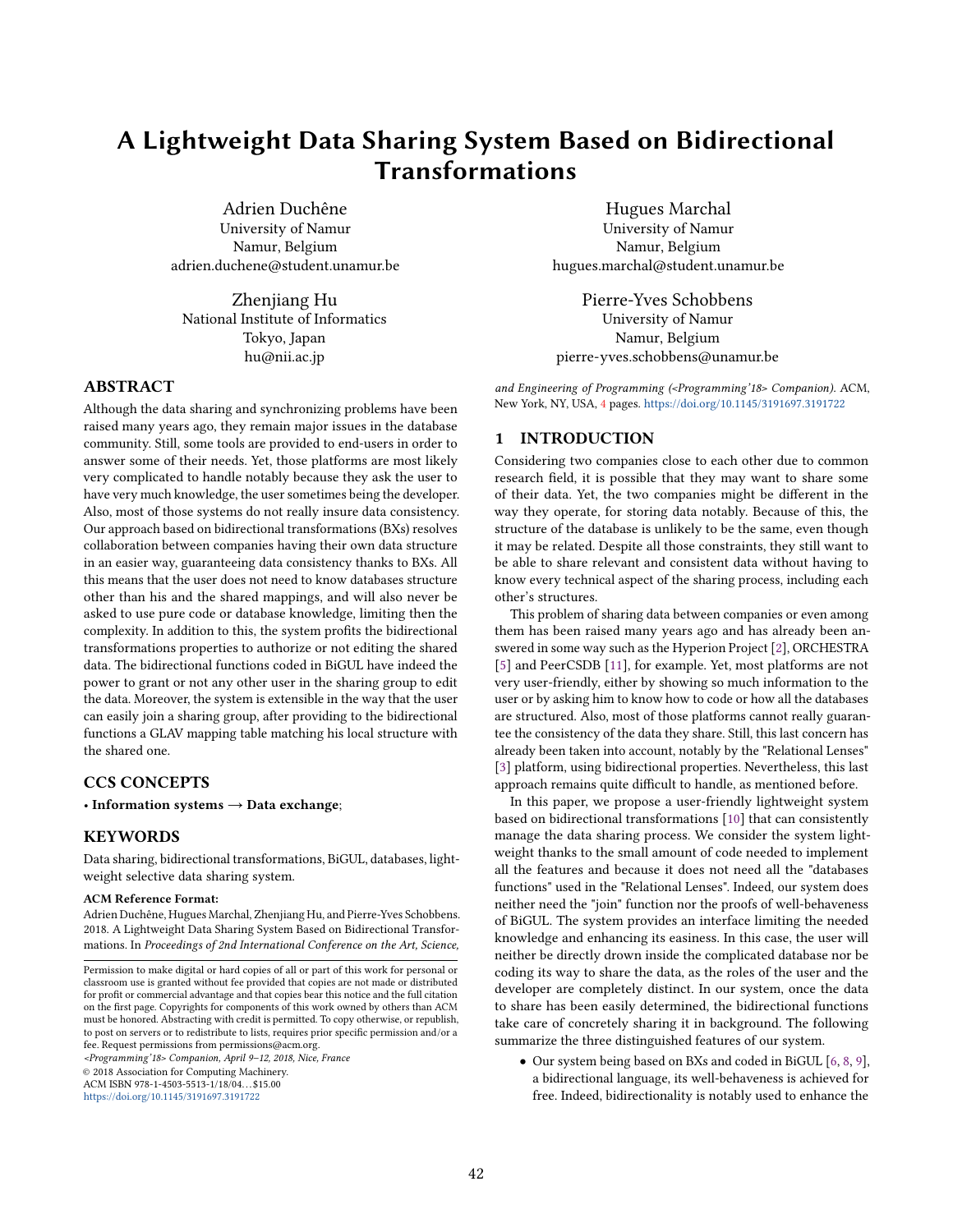# A Lightweight Data Sharing System Based on Bidirectional Transformations

Adrien Duchêne
University of Namur
Namur, Belgium
adrien.duchene@student.unamur.be

Hugues Marchal
University of Namur
Namur, Belgium
hugues.marchal@student.unamur.be

Zhenjiang Hu
National Institute of Informatics
Tokyo, Japan
hu@nii.ac.jp

Pierre-Yves Schobbens
University of Namur
Namur, Belgium
pierre-yves.schobbens@unamur.be

## ABSTRACT

Although the data sharing and synchronizing problems have been raised many years ago, they remain major issues in the database community. Still, some tools are provided to end-users in order to answer some of their needs. Yet, those platforms are most likely very complicated to handle notably because they ask the user to have very much knowledge, the user sometimes being the developer. Also, most of those systems do not really insure data consistency. Our approach based on bidirectional transformations (BXs) resolves collaboration between companies having their own data structure in an easier way, guaranteeing data consistency thanks to BXs. All this means that the user does not need to know databases structure other than his and the shared mappings, and will also never be asked to use pure code or database knowledge, limiting then the complexity. In addition to this, the system profits the bidirectional transformations properties to authorize or not editing the shared data. The bidirectional functions coded in BiGUL have indeed the power to grant or not any other user in the sharing group to edit the data. Moreover, the system is extensible in the way that the user can easily join a sharing group, after providing to the bidirectional functions a GLAV mapping table matching his local structure with the shared one.

## CCS CONCEPTS

• **Information systems → Data exchange**;

## KEYWORDS

Data sharing, bidirectional transformations, BiGUL, databases, lightweight selective data sharing system.

**ACM Reference Format:**
Adrien Duchêne, Hugues Marchal, Zhenjiang Hu, and Pierre-Yves Schobbens. 2018. A Lightweight Data Sharing System Based on Bidirectional Transformations. In *Proceedings of 2nd International Conference on the Art, Science, and Engineering of Programming (<Programming'18> Companion).* ACM, New York, NY, USA, 4 pages. https://doi.org/10.1145/3191697.3191722

Permission to make digital or hard copies of all or part of this work for personal or classroom use is granted without fee provided that copies are not made or distributed for profit or commercial advantage and that copies bear this notice and the full citation on the first page. Copyrights for components of this work owned by others than ACM must be honored. Abstracting with credit is permitted. To copy otherwise, or republish, to post on servers or to redistribute to lists, requires prior specific permission and/or a fee. Request permissions from permissions@acm.org.
*<Programming'18> Companion, April 9–12, 2018, Nice, France*
© 2018 Association for Computing Machinery.
ACM ISBN 978-1-4503-5513-1/18/04...$15.00
https://doi.org/10.1145/3191697.3191722

## 1 INTRODUCTION

Considering two companies close to each other due to common research field, it is possible that they may want to share some of their data. Yet, the two companies might be different in the way they operate, for storing data notably. Because of this, the structure of the database is unlikely to be the same, even though it may be related. Despite all those constraints, they still want to be able to share relevant and consistent data without having to know every technical aspect of the sharing process, including each other's structures.

This problem of sharing data between companies or even among them has been raised many years ago and has already been answered in some way such as the Hyperion Project [2], ORCHESTRA [5] and PeerCSDB [11], for example. Yet, most platforms are not very user-friendly, either by showing so much information to the user or by asking him to know how to code or how all the databases are structured. Also, most of those platforms cannot really guarantee the consistency of the data they share. Still, this last concern has already been taken into account, notably by the "Relational Lenses" [3] platform, using bidirectional properties. Nevertheless, this last approach remains quite difficult to handle, as mentioned before.

In this paper, we propose a user-friendly lightweight system based on bidirectional transformations [10] that can consistently manage the data sharing process. We consider the system lightweight thanks to the small amount of code needed to implement all the features and because it does not need all the "databases functions" used in the "Relational Lenses". Indeed, our system does neither need the "join" function nor the proofs of well-behaveness of BiGUL. The system provides an interface limiting the needed knowledge and enhancing its easiness. In this case, the user will neither be directly drown inside the complicated database nor be coding its way to share the data, as the roles of the user and the developer are completely distinct. In our system, once the data to share has been easily determined, the bidirectional functions take care of concretely sharing it in background. The following summarize the three distinguished features of our system.

- Our system being based on BXs and coded in BiGUL [6, 8, 9], a bidirectional language, its well-behaveness is achieved for free. Indeed, bidirectionality is notably used to enhance the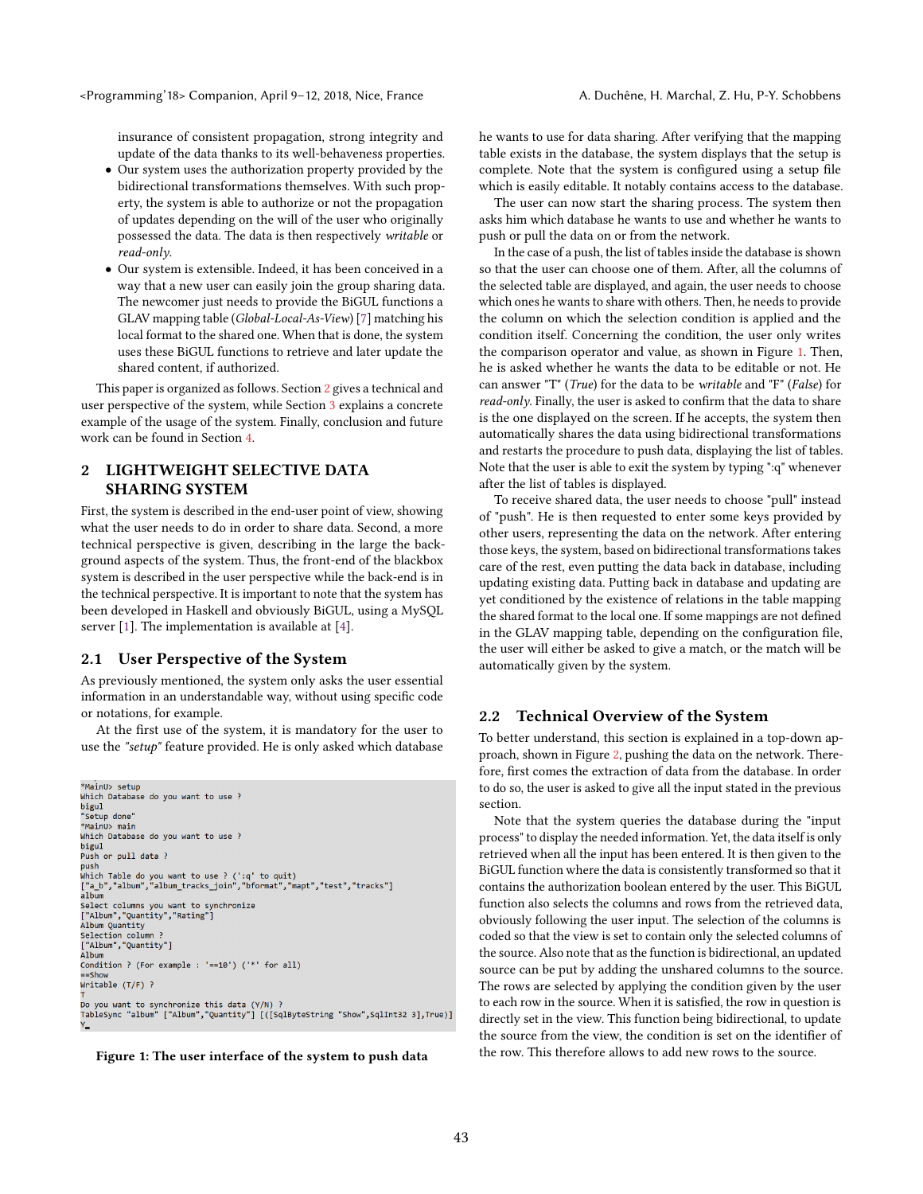insurance of consistent propagation, strong integrity and update of the data thanks to its well-behaveness properties.

- Our system uses the authorization property provided by the bidirectional transformations themselves. With such property, the system is able to authorize or not the propagation of updates depending on the will of the user who originally possessed the data. The data is then respectively *writable* or *read-only*.
- Our system is extensible. Indeed, it has been conceived in a way that a new user can easily join the group sharing data. The newcomer just needs to provide the BiGUL functions a GLAV mapping table (*Global-Local-As-View*) [7] matching his local format to the shared one. When that is done, the system uses these BiGUL functions to retrieve and later update the shared content, if authorized.

This paper is organized as follows. Section 2 gives a technical and user perspective of the system, while Section 3 explains a concrete example of the usage of the system. Finally, conclusion and future work can be found in Section 4.

## 2 LIGHTWEIGHT SELECTIVE DATA SHARING SYSTEM

First, the system is described in the end-user point of view, showing what the user needs to do in order to share data. Second, a more technical perspective is given, describing in the large the background aspects of the system. Thus, the front-end of the blackbox system is described in the user perspective while the back-end is in the technical perspective. It is important to note that the system has been developed in Haskell and obviously BiGUL, using a MySQL server [1]. The implementation is available at [4].

### 2.1 User Perspective of the System

As previously mentioned, the system only asks the user essential information in an understandable way, without using specific code or notations, for example.

At the first use of the system, it is mandatory for the user to use the *"setup"* feature provided. He is only asked which database

```
*MainU> setup
Which Database do you want to use ?
bigul
"Setup done"
*MainU> main
Which Database do you want to use ?
bigul
Push or pull data ?
push
Which Table do you want to use ? (':q' to quit)
["a_b","album","album_tracks_join","bformat","mapt","test","tracks"]
album
Select columns you want to synchronize
["Album","Quantity","Rating"]
Album Quantity
Selection column ?
["Album","Quantity"]
Album
Condition ? (For example : '==10') ('*' for all)
==Show
Writable (T/F) ?
T
Do you want to synchronize this data (Y/N) ?
TableSync "album" ["Album","Quantity"] [([SqlByteString "Show",SqlInt32 3],True)]
Y
```

**Figure 1: The user interface of the system to push data**

he wants to use for data sharing. After verifying that the mapping table exists in the database, the system displays that the setup is complete. Note that the system is configured using a setup file which is easily editable. It notably contains access to the database.

The user can now start the sharing process. The system then asks him which database he wants to use and whether he wants to push or pull the data on or from the network.

In the case of a push, the list of tables inside the database is shown so that the user can choose one of them. After, all the columns of the selected table are displayed, and again, the user needs to choose which ones he wants to share with others. Then, he needs to provide the column on which the selection condition is applied and the condition itself. Concerning the condition, the user only writes the comparison operator and value, as shown in Figure 1. Then, he is asked whether he wants the data to be editable or not. He can answer "T" (*True*) for the data to be *writable* and "F" (*False*) for *read-only*. Finally, the user is asked to confirm that the data to share is the one displayed on the screen. If he accepts, the system then automatically shares the data using bidirectional transformations and restarts the procedure to push data, displaying the list of tables. Note that the user is able to exit the system by typing ":q" whenever after the list of tables is displayed.

To receive shared data, the user needs to choose "pull" instead of "push". He is then requested to enter some keys provided by other users, representing the data on the network. After entering those keys, the system, based on bidirectional transformations takes care of the rest, even putting the data back in database, including updating existing data. Putting back in database and updating are yet conditioned by the existence of relations in the table mapping the shared format to the local one. If some mappings are not defined in the GLAV mapping table, depending on the configuration file, the user will either be asked to give a match, or the match will be automatically given by the system.

### 2.2 Technical Overview of the System

To better understand, this section is explained in a top-down approach, shown in Figure 2, pushing the data on the network. Therefore, first comes the extraction of data from the database. In order to do so, the user is asked to give all the input stated in the previous section.

Note that the system queries the database during the "input process" to display the needed information. Yet, the data itself is only retrieved when all the input has been entered. It is then given to the BiGUL function where the data is consistently transformed so that it contains the authorization boolean entered by the user. This BiGUL function also selects the columns and rows from the retrieved data, obviously following the user input. The selection of the columns is coded so that the view is set to contain only the selected columns of the source. Also note that as the function is bidirectional, an updated source can be put by adding the unshared columns to the source. The rows are selected by applying the condition given by the user to each row in the source. When it is satisfied, the row in question is directly set in the view. This function being bidirectional, to update the source from the view, the condition is set on the identifier of the row. This therefore allows to add new rows to the source.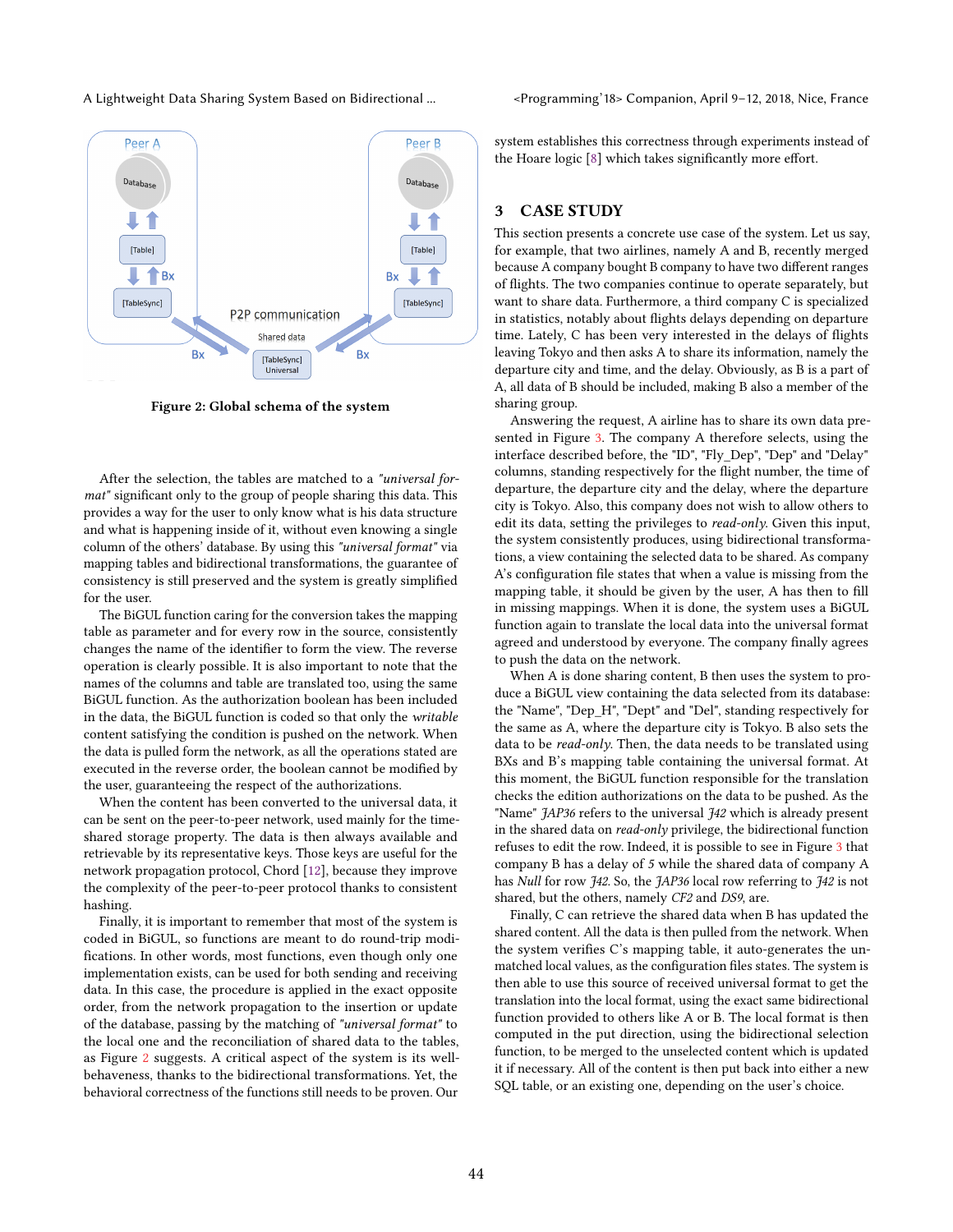Figure 2: Global schema of the system

After the selection, the tables are matched to a *"universal format"* significant only to the group of people sharing this data. This provides a way for the user to only know what is his data structure and what is happening inside of it, without even knowing a single column of the others' database. By using this *"universal format"* via mapping tables and bidirectional transformations, the guarantee of consistency is still preserved and the system is greatly simplified for the user.

The BiGUL function caring for the conversion takes the mapping table as parameter and for every row in the source, consistently changes the name of the identifier to form the view. The reverse operation is clearly possible. It is also important to note that the names of the columns and table are translated too, using the same BiGUL function. As the authorization boolean has been included in the data, the BiGUL function is coded so that only the *writable* content satisfying the condition is pushed on the network. When the data is pulled form the network, as all the operations stated are executed in the reverse order, the boolean cannot be modified by the user, guaranteeing the respect of the authorizations.

When the content has been converted to the universal data, it can be sent on the peer-to-peer network, used mainly for the time-shared storage property. The data is then always available and retrievable by its representative keys. Those keys are useful for the network propagation protocol, Chord [12], because they improve the complexity of the peer-to-peer protocol thanks to consistent hashing.

Finally, it is important to remember that most of the system is coded in BiGUL, so functions are meant to do round-trip modifications. In other words, most functions, even though only one implementation exists, can be used for both sending and receiving data. In this case, the procedure is applied in the exact opposite order, from the network propagation to the insertion or update of the database, passing by the matching of *"universal format"* to the local one and the reconciliation of shared data to the tables, as Figure 2 suggests. A critical aspect of the system is its well-behaveness, thanks to the bidirectional transformations. Yet, the behavioral correctness of the functions still needs to be proven. Our system establishes this correctness through experiments instead of the Hoare logic [8] which takes significantly more effort.

## 3 CASE STUDY

This section presents a concrete use case of the system. Let us say, for example, that two airlines, namely A and B, recently merged because A company bought B company to have two different ranges of flights. The two companies continue to operate separately, but want to share data. Furthermore, a third company C is specialized in statistics, notably about flights delays depending on departure time. Lately, C has been very interested in the delays of flights leaving Tokyo and then asks A to share its information, namely the departure city and time, and the delay. Obviously, as B is a part of A, all data of B should be included, making B also a member of the sharing group.

Answering the request, A airline has to share its own data presented in Figure 3. The company A therefore selects, using the interface described before, the "ID", "Fly_Dep", "Dep" and "Delay" columns, standing respectively for the flight number, the time of departure, the departure city and the delay, where the departure city is Tokyo. Also, this company does not wish to allow others to edit its data, setting the privileges to *read-only*. Given this input, the system consistently produces, using bidirectional transformations, a view containing the selected data to be shared. As company A's configuration file states that when a value is missing from the mapping table, it should be given by the user, A has then to fill in missing mappings. When it is done, the system uses a BiGUL function again to translate the local data into the universal format agreed and understood by everyone. The company finally agrees to push the data on the network.

When A is done sharing content, B then uses the system to produce a BiGUL view containing the data selected from its database: the "Name", "Dep_H", "Dept" and "Del", standing respectively for the same as A, where the departure city is Tokyo. B also sets the data to be *read-only*. Then, the data needs to be translated using BXs and B's mapping table containing the universal format. At this moment, the BiGUL function responsible for the translation checks the edition authorizations on the data to be pushed. As the "Name" *JAP36* refers to the universal *J42* which is already present in the shared data on *read-only* privilege, the bidirectional function refuses to edit the row. Indeed, it is possible to see in Figure 3 that company B has a delay of *5* while the shared data of company A has *Null* for row *J42*. So, the *JAP36* local row referring to *J42* is not shared, but the others, namely *CF2* and *DS9*, are.

Finally, C can retrieve the shared data when B has updated the shared content. All the data is then pulled from the network. When the system verifies C's mapping table, it auto-generates the unmatched local values, as the configuration files states. The system is then able to use this source of received universal format to get the translation into the local format, using the exact same bidirectional function provided to others like A or B. The local format is then computed in the put direction, using the bidirectional selection function, to be merged to the unselected content which is updated it if necessary. All of the content is then put back into either a new SQL table, or an existing one, depending on the user's choice.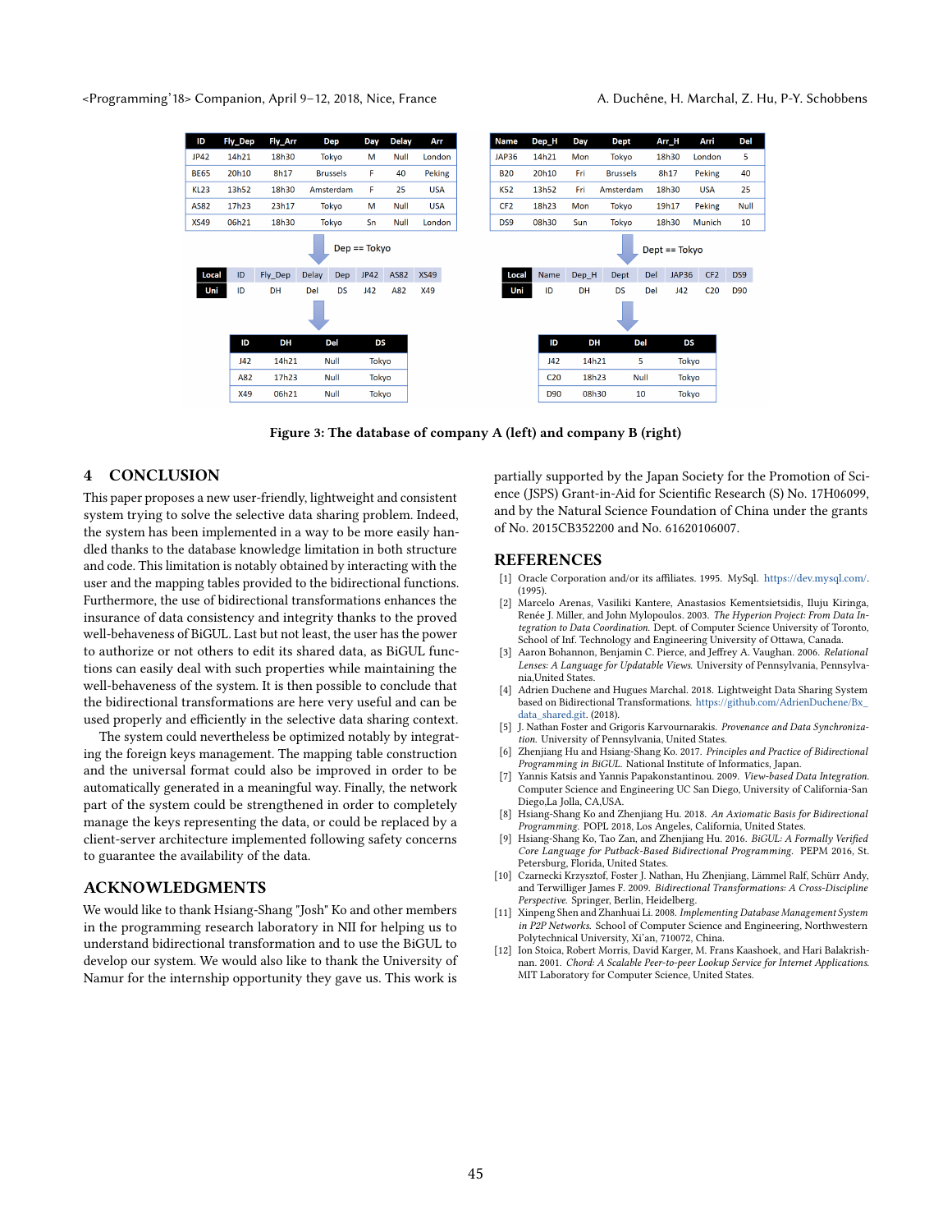| ID | Fly_Dep | Fly_Arr | Dep | Day | Delay | Arr |
|---|---|---|---|---|---|---|
| JP42 | 14h21 | 18h30 | Tokyo | M | Null | London |
| BE65 | 20h10 | 8h17 | Brussels | F | 40 | Peking |
| KL23 | 13h52 | 18h30 | Amsterdam | F | 25 | USA |
| AS82 | 17h23 | 23h17 | Tokyo | M | Null | USA |
| XS49 | 06h21 | 18h30 | Tokyo | Sn | Null | London |

Dep == Tokyo

| Local | ID | Fly_Dep | Delay | Dep | JP42 | AS82 | XS49 |
|---|---|---|---|---|---|---|---|
| Uni | ID | DH | Del | DS | J42 | A82 | X49 |

| ID | DH | Del | DS |
|---|---|---|---|
| J42 | 14h21 | Null | Tokyo |
| A82 | 17h23 | Null | Tokyo |
| X49 | 06h21 | Null | Tokyo |

| Name | Dep_H | Day | Dept | Arr_H | Arri | Del |
|---|---|---|---|---|---|---|
| JAP36 | 14h21 | Mon | Tokyo | 18h30 | London | 5 |
| B20 | 20h10 | Fri | Brussels | 8h17 | Peking | 40 |
| K52 | 13h52 | Fri | Amsterdam | 18h30 | USA | 25 |
| CF2 | 18h23 | Mon | Tokyo | 19h17 | Peking | Null |
| DS9 | 08h30 | Sun | Tokyo | 18h30 | Munich | 10 |

Dept == Tokyo

| Local | Name | Dep_H | Dept | Del | JAP36 | CF2 | DS9 |
|---|---|---|---|---|---|---|---|
| Uni | ID | DH | DS | Del | J42 | C20 | D90 |

| ID | DH | Del | DS |
|---|---|---|---|
| J42 | 14h21 | 5 | Tokyo |
| C20 | 18h23 | Null | Tokyo |
| D90 | 08h30 | 10 | Tokyo |

**Figure 3: The database of company A (left) and company B (right)**

## 4 CONCLUSION

This paper proposes a new user-friendly, lightweight and consistent system trying to solve the selective data sharing problem. Indeed, the system has been implemented in a way to be more easily handled thanks to the database knowledge limitation in both structure and code. This limitation is notably obtained by interacting with the user and the mapping tables provided to the bidirectional functions. Furthermore, the use of bidirectional transformations enhances the insurance of data consistency and integrity thanks to the proved well-behaveness of BiGUL. Last but not least, the user has the power to authorize or not others to edit its shared data, as BiGUL functions can easily deal with such properties while maintaining the well-behaveness of the system. It is then possible to conclude that the bidirectional transformations are here very useful and can be used properly and efficiently in the selective data sharing context.

The system could nevertheless be optimized notably by integrating the foreign keys management. The mapping table construction and the universal format could also be improved in order to be automatically generated in a meaningful way. Finally, the network part of the system could be strengthened in order to completely manage the keys representing the data, or could be replaced by a client-server architecture implemented following safety concerns to guarantee the availability of the data.

## ACKNOWLEDGMENTS

We would like to thank Hsiang-Shang "Josh" Ko and other members in the programming research laboratory in NII for helping us to understand bidirectional transformation and to use the BiGUL to develop our system. We would also like to thank the University of Namur for the internship opportunity they gave us. This work is partially supported by the Japan Society for the Promotion of Science (JSPS) Grant-in-Aid for Scientific Research (S) No. 17H06099, and by the Natural Science Foundation of China under the grants of No. 2015CB352200 and No. 61620106007.

## REFERENCES

[1] Oracle Corporation and/or its affiliates. 1995. MySql. https://dev.mysql.com/. (1995).

[2] Marcelo Arenas, Vasiliki Kantere, Anastasios Kementsietsidis, Iluju Kiringa, Renée J. Miller, and John Mylopoulos. 2003. *The Hyperion Project: From Data Integration to Data Coordination*. Dept. of Computer Science University of Toronto, School of Inf. Technology and Engineering University of Ottawa, Canada.

[3] Aaron Bohannon, Benjamin C. Pierce, and Jeffrey A. Vaughan. 2006. *Relational Lenses: A Language for Updatable Views*. University of Pennsylvania, Pennsylvania,United States.

[4] Adrien Duchene and Hugues Marchal. 2018. Lightweight Data Sharing System based on Bidirectional Transformations. https://github.com/AdrienDuchene/Bx_data_shared.git. (2018).

[5] J. Nathan Foster and Grigoris Karvournarakis. *Provenance and Data Synchronization*. University of Pennsylvania, United States.

[6] Zhenjiang Hu and Hsiang-Shang Ko. 2017. *Principles and Practice of Bidirectional Programming in BiGUL*. National Institute of Informatics, Japan.

[7] Yannis Katsis and Yannis Papakonstantinou. 2009. *View-based Data Integration*. Computer Science and Engineering UC San Diego, University of California-San Diego,La Jolla, CA,USA.

[8] Hsiang-Shang Ko and Zhenjiang Hu. 2018. *An Axiomatic Basis for Bidirectional Programming*. POPL 2018, Los Angeles, California, United States.

[9] Hsiang-Shang Ko, Tao Zan, and Zhenjiang Hu. 2016. *BiGUL: A Formally Verified Core Language for Putback-Based Bidirectional Programming*. PEPM 2016, St. Petersburg, Florida, United States.

[10] Czarnecki Krzysztof, Foster J. Nathan, Hu Zhenjiang, Lämmel Ralf, Schürr Andy, and Terwilliger James F. 2009. *Bidirectional Transformations: A Cross-Discipline Perspective*. Springer, Berlin, Heidelberg.

[11] Xinpeng Shen and Zhanhuai Li. 2008. *Implementing Database Management System in P2P Networks*. School of Computer Science and Engineering, Northwestern Polytechnical University, Xi'an, 710072, China.

[12] Ion Stoica, Robert Morris, David Karger, M. Frans Kaashoek, and Hari Balakrishnan. 2001. *Chord: A Scalable Peer-to-peer Lookup Service for Internet Applications*. MIT Laboratory for Computer Science, United States.